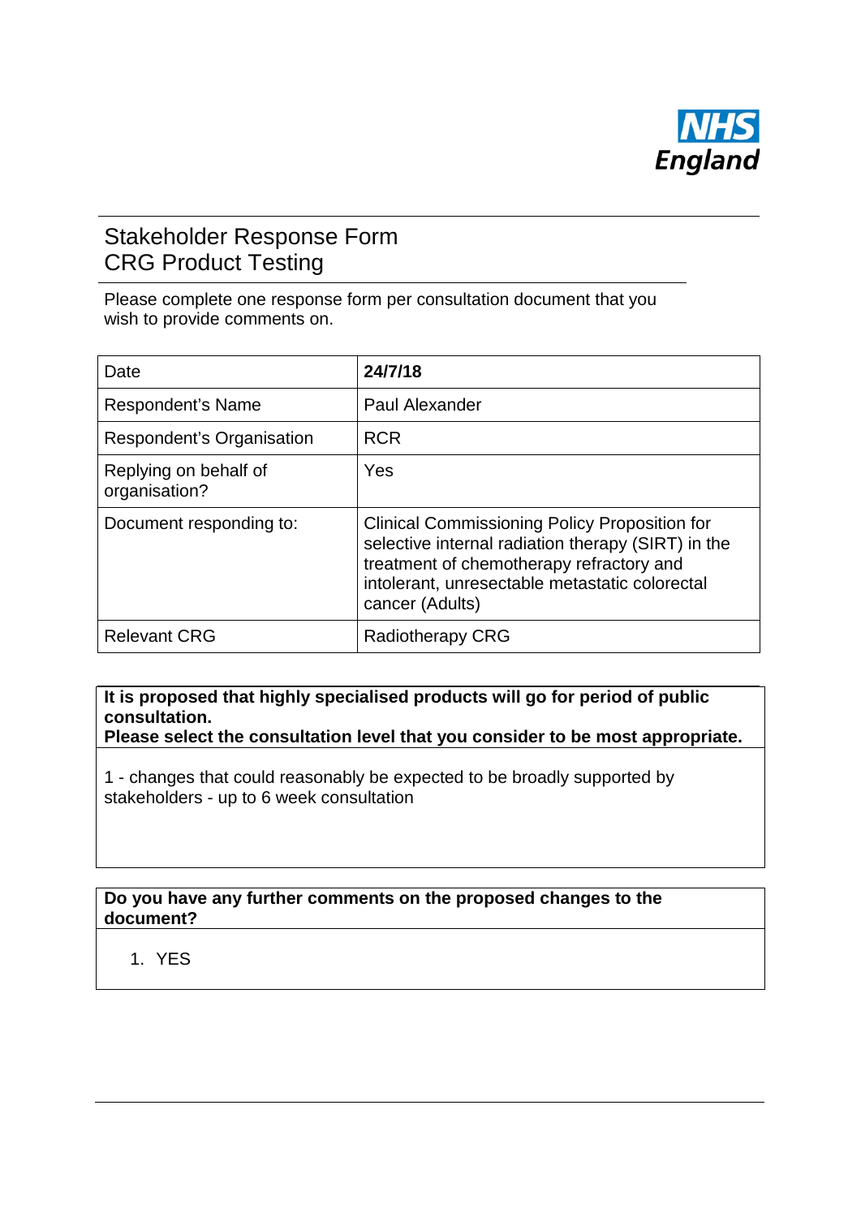NHS England

# Stakeholder Response Form
## CRG Product Testing

Please complete one response form per consultation document that you wish to provide comments on.

| Date | **24/7/18** |
|---|---|
| Respondent's Name | Paul Alexander |
| Respondent's Organisation | RCR |
| Replying on behalf of organisation? | Yes |
| Document responding to: | Clinical Commissioning Policy Proposition for selective internal radiation therapy (SIRT) in the treatment of chemotherapy refractory and intolerant, unresectable metastatic colorectal cancer (Adults) |
| Relevant CRG | Radiotherapy CRG |

**It is proposed that highly specialised products will go for period of public consultation.**
**Please select the consultation level that you consider to be most appropriate.**

1 - changes that could reasonably be expected to be broadly supported by stakeholders - up to 6 week consultation

**Do you have any further comments on the proposed changes to the document?**

1. YES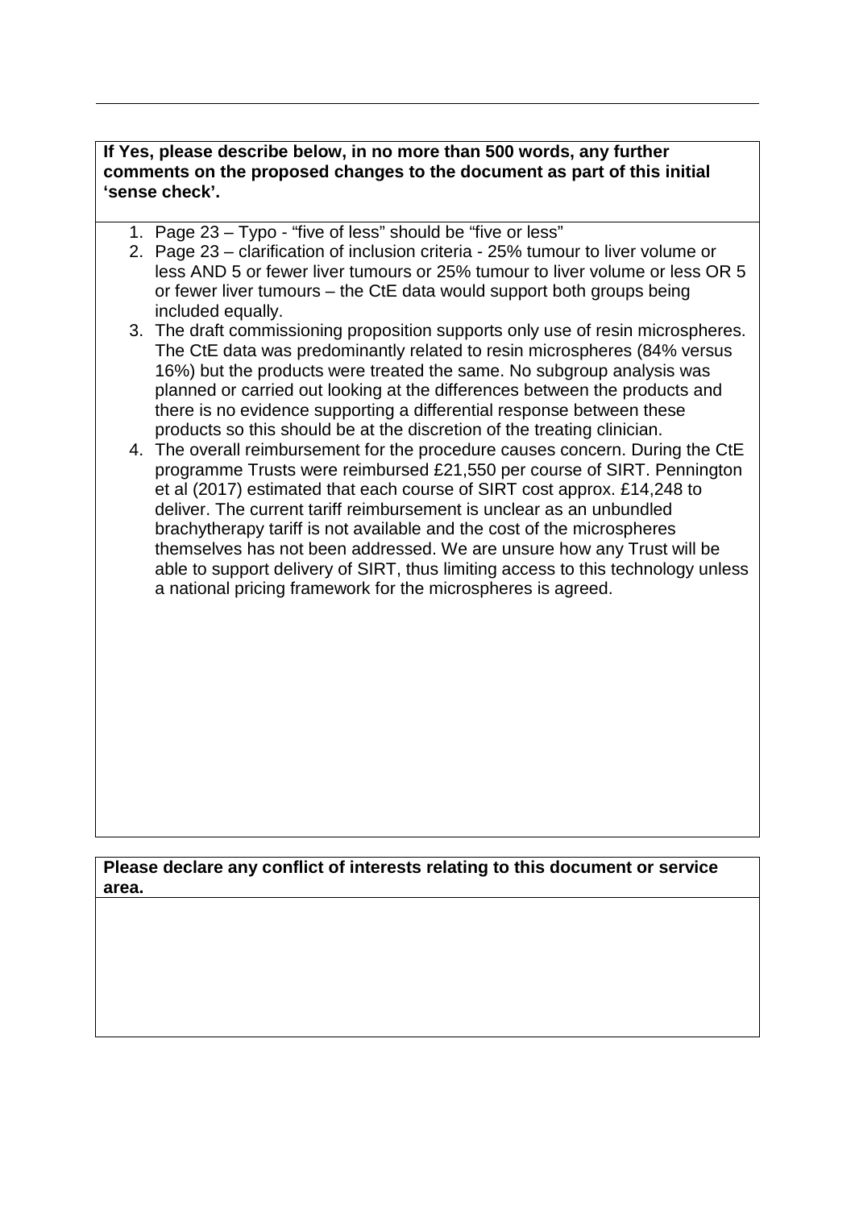**If Yes, please describe below, in no more than 500 words, any further comments on the proposed changes to the document as part of this initial 'sense check'.**

1. Page 23 – Typo - "five of less" should be "five or less"
2. Page 23 – clarification of inclusion criteria - 25% tumour to liver volume or less AND 5 or fewer liver tumours or 25% tumour to liver volume or less OR 5 or fewer liver tumours – the CtE data would support both groups being included equally.
3. The draft commissioning proposition supports only use of resin microspheres. The CtE data was predominantly related to resin microspheres (84% versus 16%) but the products were treated the same. No subgroup analysis was planned or carried out looking at the differences between the products and there is no evidence supporting a differential response between these products so this should be at the discretion of the treating clinician.
4. The overall reimbursement for the procedure causes concern. During the CtE programme Trusts were reimbursed £21,550 per course of SIRT. Pennington et al (2017) estimated that each course of SIRT cost approx. £14,248 to deliver. The current tariff reimbursement is unclear as an unbundled brachytherapy tariff is not available and the cost of the microspheres themselves has not been addressed. We are unsure how any Trust will be able to support delivery of SIRT, thus limiting access to this technology unless a national pricing framework for the microspheres is agreed.

**Please declare any conflict of interests relating to this document or service area.**